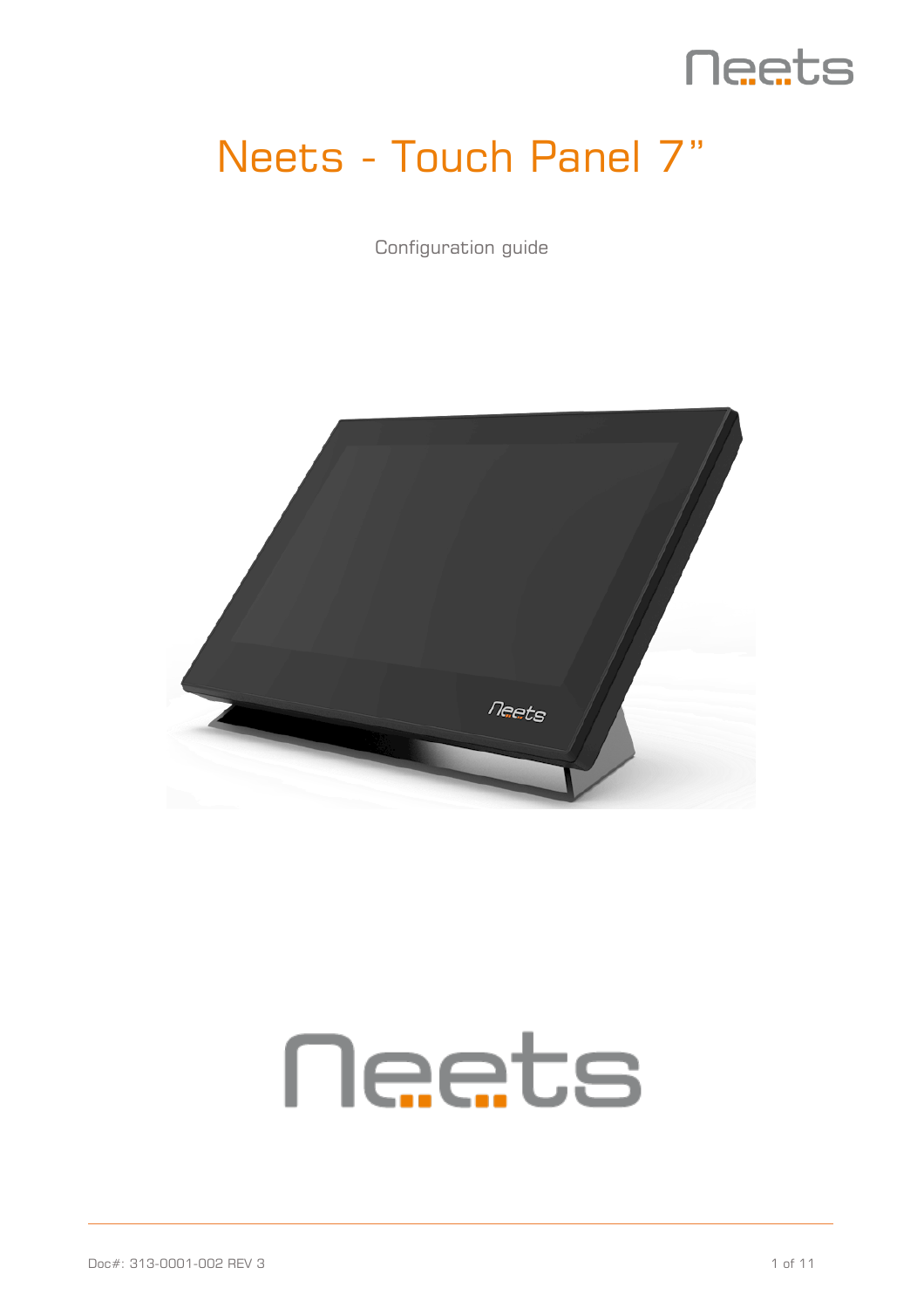# Neets - Touch Panel 7"

Configuration guide

Doc#: 313-0001-002 REV 3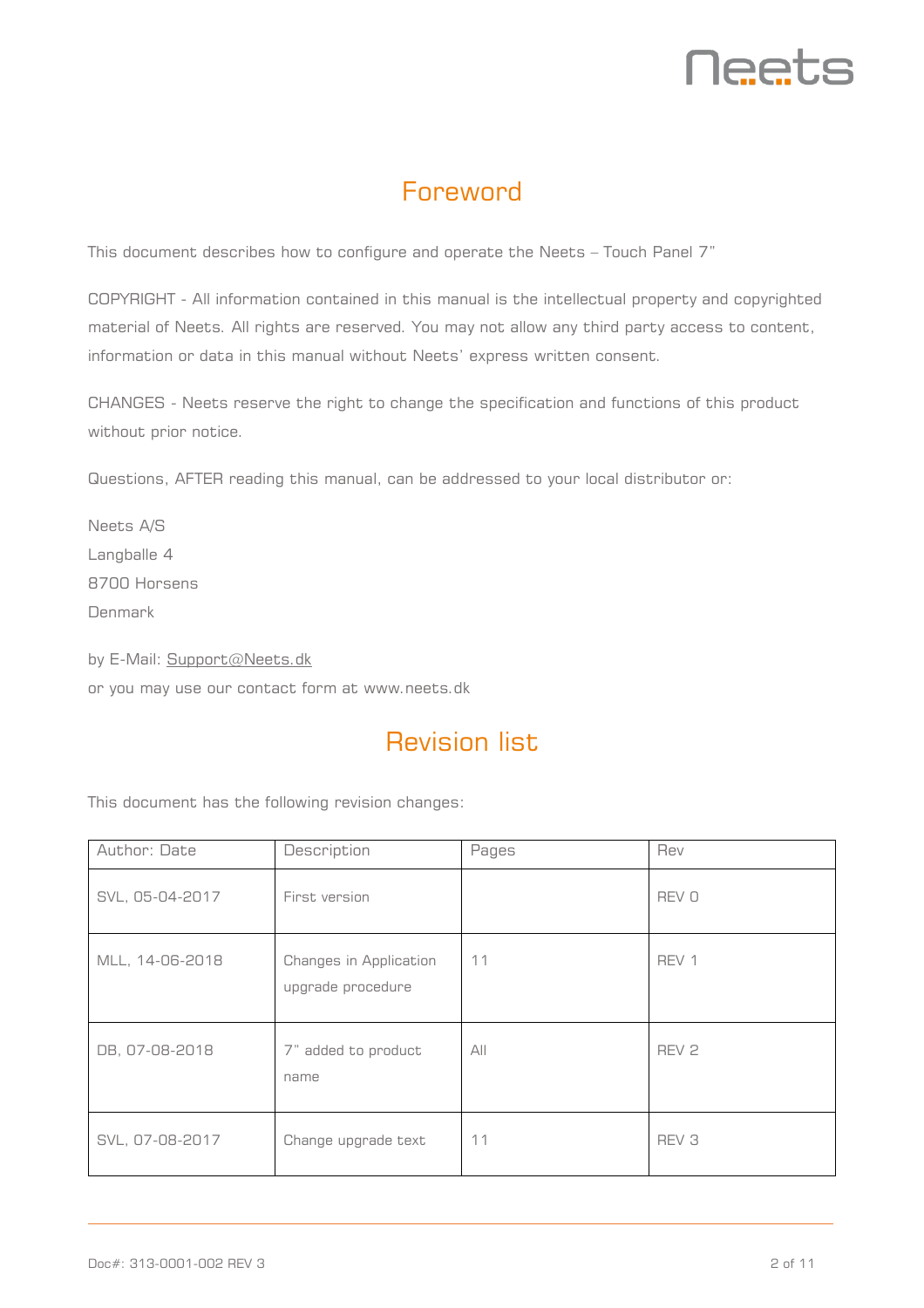# Foreword

This document describes how to configure and operate the Neets – Touch Panel 7"

COPYRIGHT - All information contained in this manual is the intellectual property and copyrighted material of Neets. All rights are reserved. You may not allow any third party access to content, information or data in this manual without Neets' express written consent.

CHANGES - Neets reserve the right to change the specification and functions of this product without prior notice.

Questions, AFTER reading this manual, can be addressed to your local distributor or:

Neets A/S
Langballe 4
8700 Horsens
Denmark

by E-Mail: Support@Neets.dk
or you may use our contact form at www.neets.dk

# Revision list

This document has the following revision changes:

| Author: Date | Description | Pages | Rev |
|---|---|---|---|
| SVL, 05-04-2017 | First version | | REV 0 |
| MLL, 14-06-2018 | Changes in Application upgrade procedure | 11 | REV 1 |
| DB, 07-08-2018 | 7" added to product name | All | REV 2 |
| SVL, 07-08-2017 | Change upgrade text | 11 | REV 3 |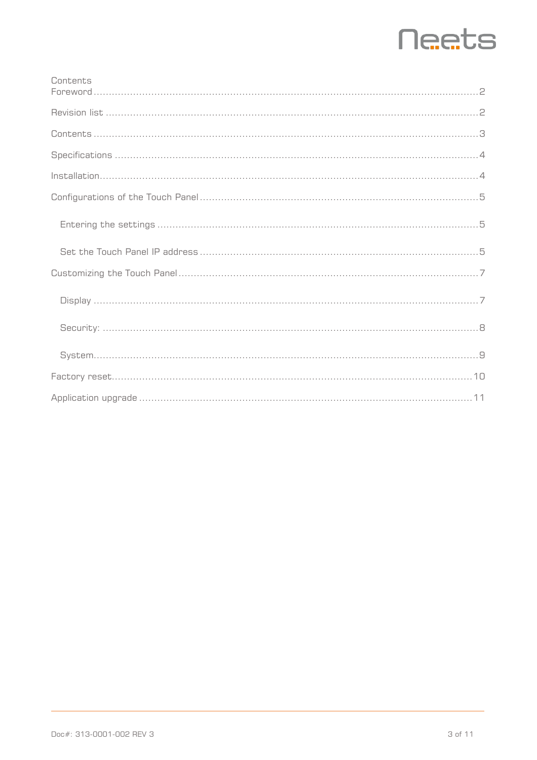# Contents

Foreword ........................................................................................................................ 2

Revision list ..................................................................................................................... 2

Contents ........................................................................................................................... 3

Specifications ................................................................................................................... 4

Installation ........................................................................................................................ 4

Configurations of the Touch Panel ................................................................................... 5

- Entering the settings ..................................................................................................... 5
- Set the Touch Panel IP address .................................................................................... 5

Customizing the Touch Panel ........................................................................................... 7

- Display ........................................................................................................................... 7
- Security: ......................................................................................................................... 8
- System ........................................................................................................................... 9

Factory reset ................................................................................................................... 10

Application upgrade ....................................................................................................... 11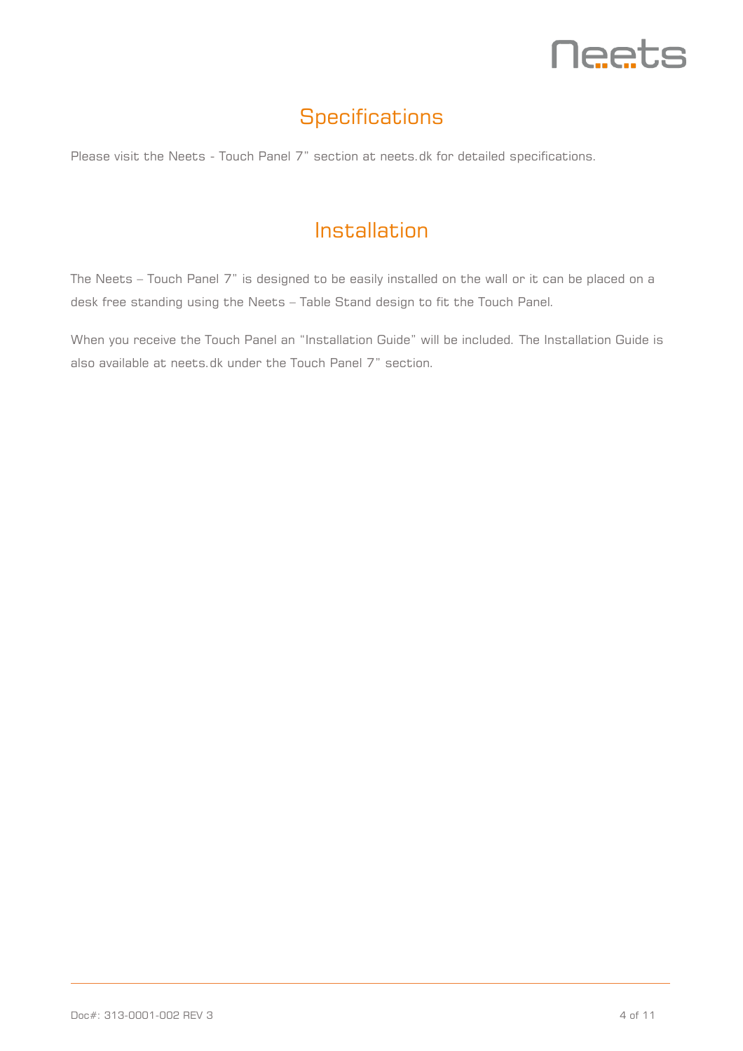# Specifications

Please visit the Neets - Touch Panel 7" section at neets.dk for detailed specifications.

# Installation

The Neets – Touch Panel 7" is designed to be easily installed on the wall or it can be placed on a desk free standing using the Neets – Table Stand design to fit the Touch Panel.

When you receive the Touch Panel an "Installation Guide" will be included. The Installation Guide is also available at neets.dk under the Touch Panel 7" section.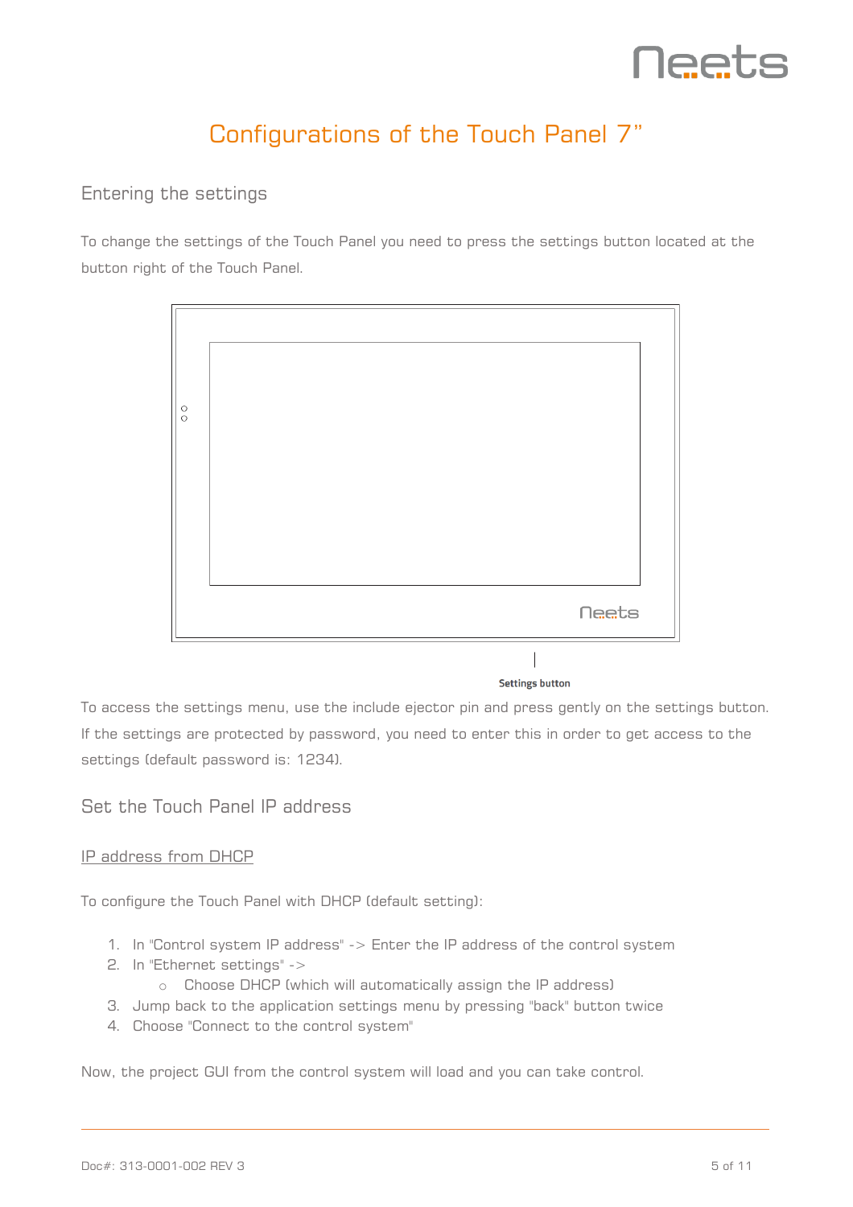# Configurations of the Touch Panel 7"

## Entering the settings

To change the settings of the Touch Panel you need to press the settings button located at the button right of the Touch Panel.

Settings button

To access the settings menu, use the include ejector pin and press gently on the settings button. If the settings are protected by password, you need to enter this in order to get access to the settings (default password is: 1234).

## Set the Touch Panel IP address

### IP address from DHCP

To configure the Touch Panel with DHCP (default setting):

1. In "Control system IP address" -> Enter the IP address of the control system
2. In "Ethernet settings" ->
    - Choose DHCP (which will automatically assign the IP address)
3. Jump back to the application settings menu by pressing "back" button twice
4. Choose "Connect to the control system"

Now, the project GUI from the control system will load and you can take control.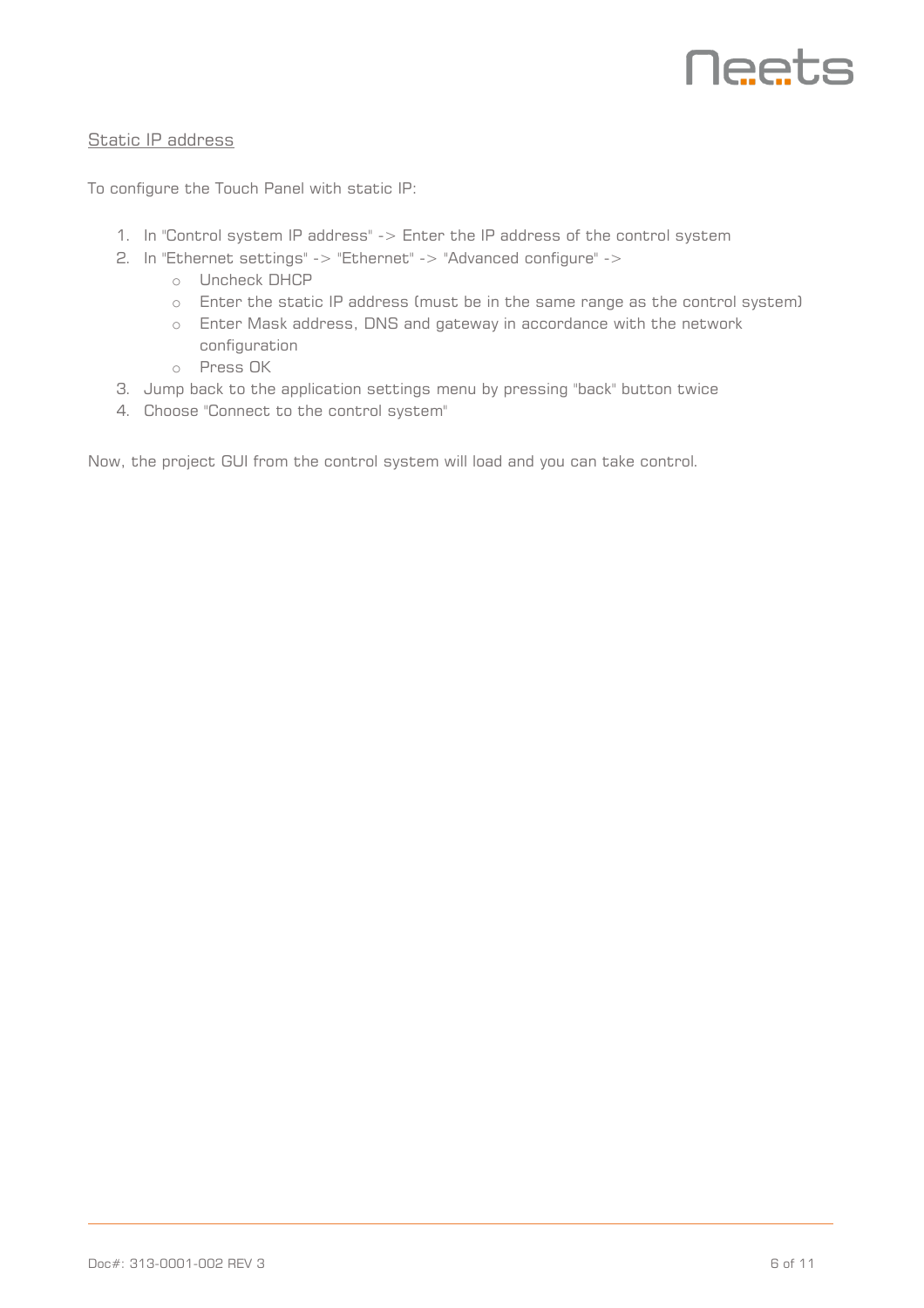## Static IP address

To configure the Touch Panel with static IP:

1. In "Control system IP address" -> Enter the IP address of the control system
2. In "Ethernet settings" -> "Ethernet" -> "Advanced configure" ->
   - Uncheck DHCP
   - Enter the static IP address (must be in the same range as the control system)
   - Enter Mask address, DNS and gateway in accordance with the network configuration
   - Press OK
3. Jump back to the application settings menu by pressing "back" button twice
4. Choose "Connect to the control system"

Now, the project GUI from the control system will load and you can take control.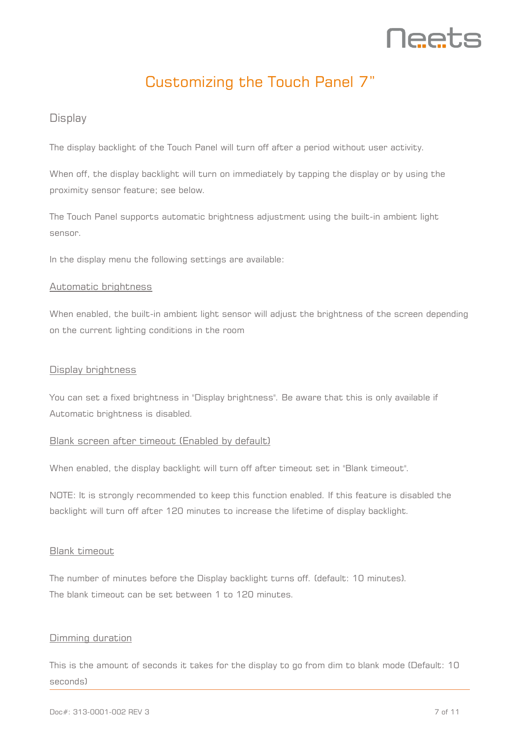# Customizing the Touch Panel 7”

## Display

The display backlight of the Touch Panel will turn off after a period without user activity.

When off, the display backlight will turn on immediately by tapping the display or by using the proximity sensor feature; see below.

The Touch Panel supports automatic brightness adjustment using the built-in ambient light sensor.

In the display menu the following settings are available:

### Automatic brightness

When enabled, the built-in ambient light sensor will adjust the brightness of the screen depending on the current lighting conditions in the room

### Display brightness

You can set a fixed brightness in "Display brightness". Be aware that this is only available if Automatic brightness is disabled.

### Blank screen after timeout (Enabled by default)

When enabled, the display backlight will turn off after timeout set in "Blank timeout".

NOTE: It is strongly recommended to keep this function enabled. If this feature is disabled the backlight will turn off after 120 minutes to increase the lifetime of display backlight.

### Blank timeout

The number of minutes before the Display backlight turns off. (default: 10 minutes).
The blank timeout can be set between 1 to 120 minutes.

### Dimming duration

This is the amount of seconds it takes for the display to go from dim to blank mode (Default: 10 seconds)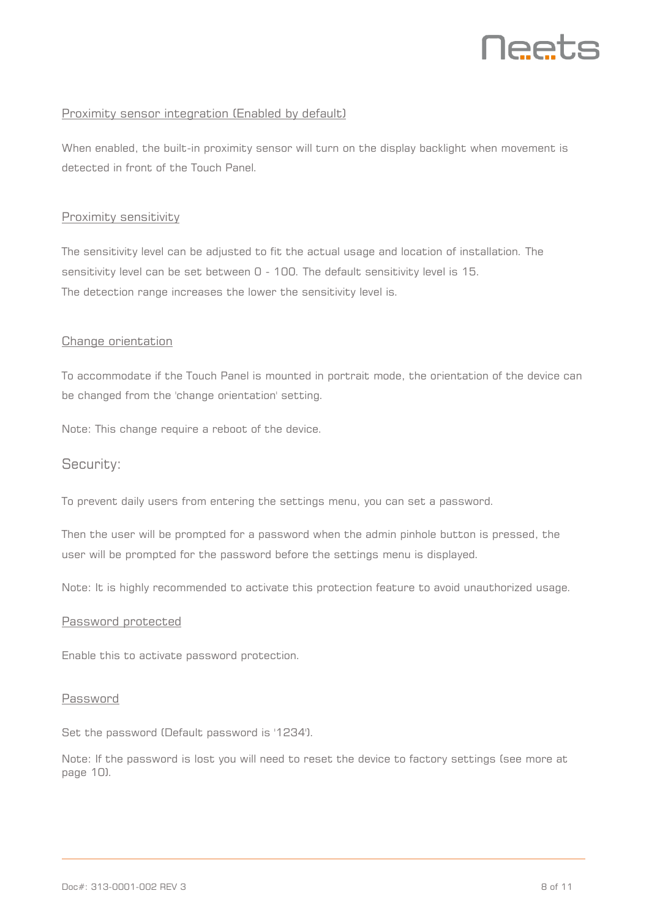### Proximity sensor integration (Enabled by default)

When enabled, the built-in proximity sensor will turn on the display backlight when movement is detected in front of the Touch Panel.

### Proximity sensitivity

The sensitivity level can be adjusted to fit the actual usage and location of installation. The sensitivity level can be set between 0 - 100. The default sensitivity level is 15.
The detection range increases the lower the sensitivity level is.

### Change orientation

To accommodate if the Touch Panel is mounted in portrait mode, the orientation of the device can be changed from the 'change orientation' setting.

Note: This change require a reboot of the device.

## Security:

To prevent daily users from entering the settings menu, you can set a password.

Then the user will be prompted for a password when the admin pinhole button is pressed, the user will be prompted for the password before the settings menu is displayed.

Note: It is highly recommended to activate this protection feature to avoid unauthorized usage.

### Password protected

Enable this to activate password protection.

### Password

Set the password (Default password is '1234').

Note: If the password is lost you will need to reset the device to factory settings (see more at page 10).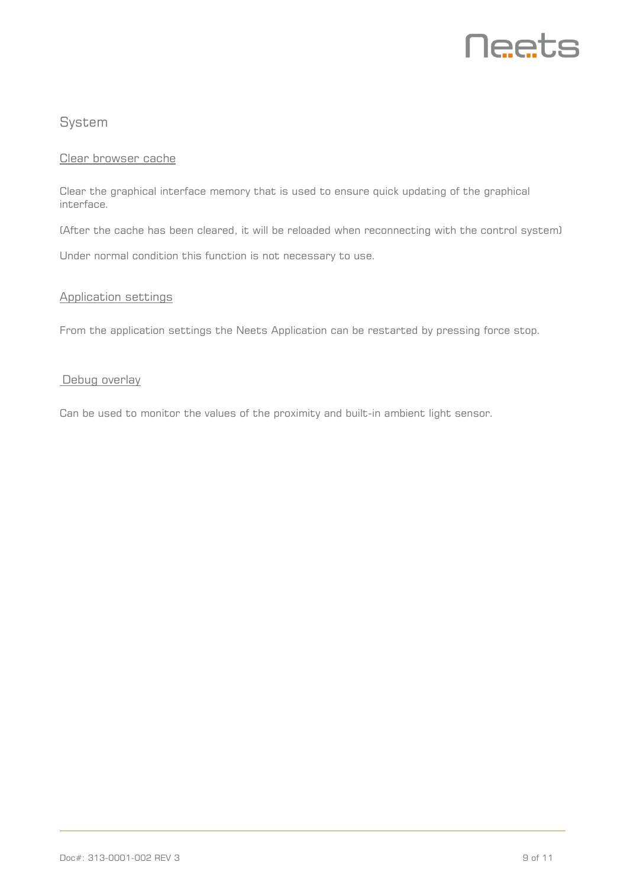## System

### Clear browser cache

Clear the graphical interface memory that is used to ensure quick updating of the graphical interface.

(After the cache has been cleared, it will be reloaded when reconnecting with the control system)

Under normal condition this function is not necessary to use.

### Application settings

From the application settings the Neets Application can be restarted by pressing force stop.

### Debug overlay

Can be used to monitor the values of the proximity and built-in ambient light sensor.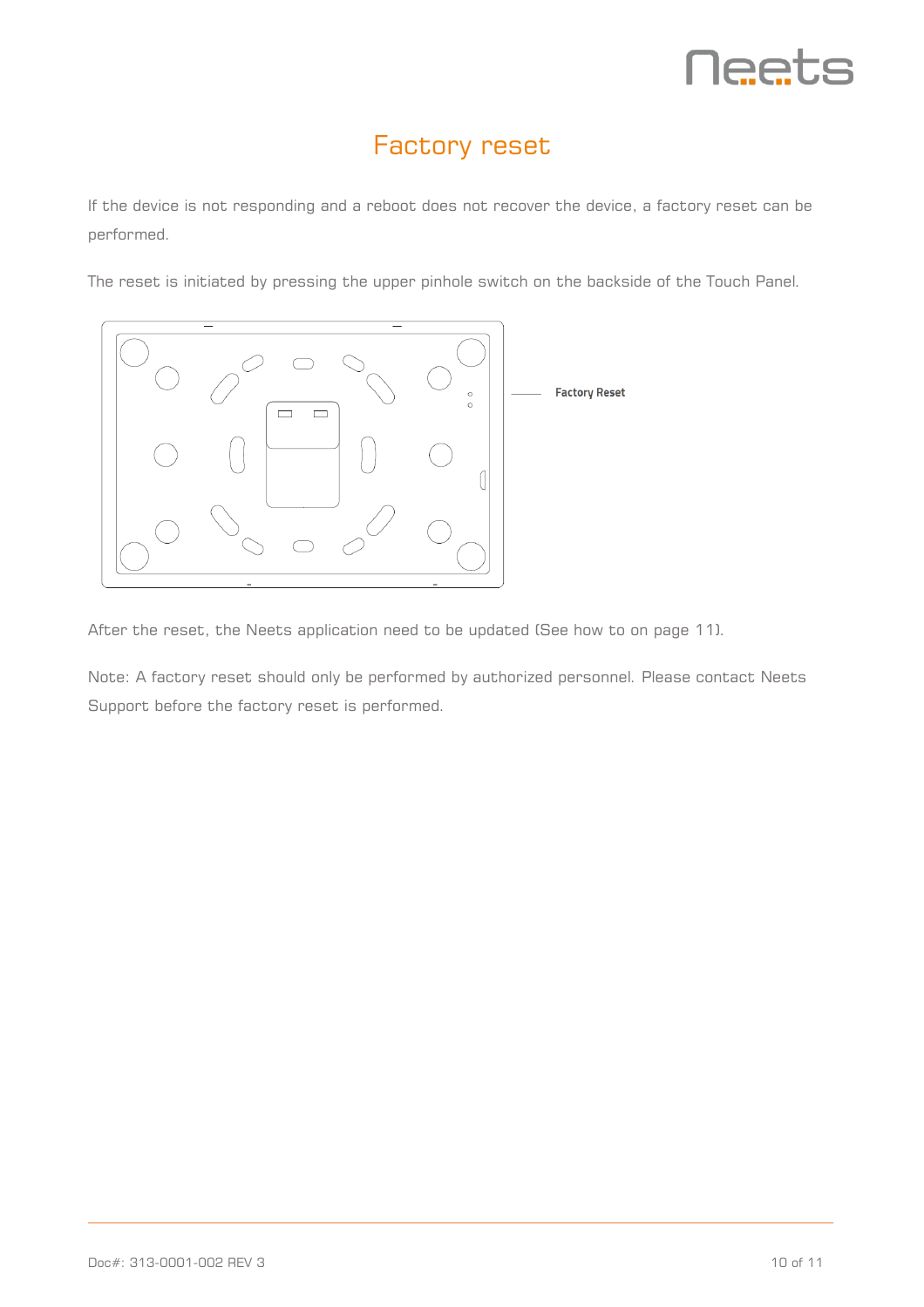# Factory reset

If the device is not responding and a reboot does not recover the device, a factory reset can be performed.

The reset is initiated by pressing the upper pinhole switch on the backside of the Touch Panel.

Factory Reset

After the reset, the Neets application need to be updated (See how to on page 11).

Note: A factory reset should only be performed by authorized personnel. Please contact Neets Support before the factory reset is performed.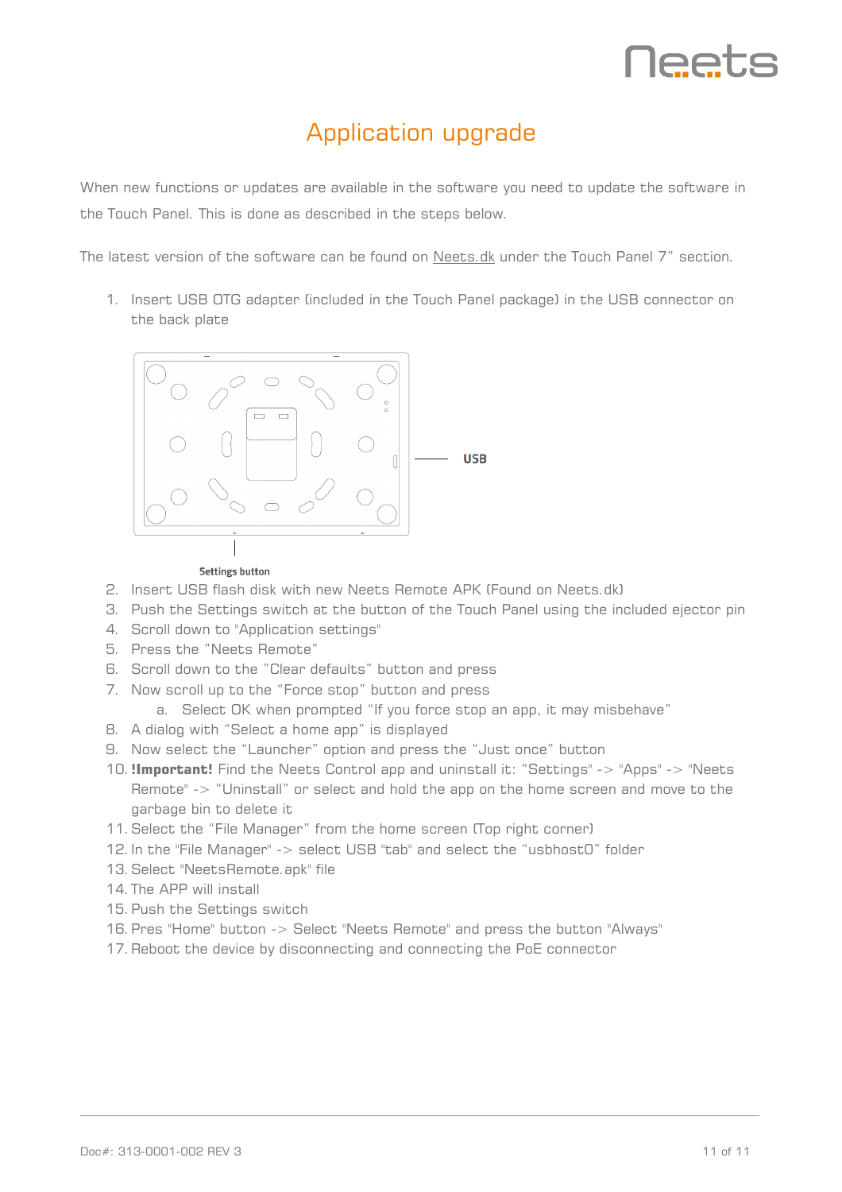# Application upgrade

When new functions or updates are available in the software you need to update the software in the Touch Panel. This is done as described in the steps below.

The latest version of the software can be found on Neets.dk under the Touch Panel 7" section.

1. Insert USB OTG adapter (included in the Touch Panel package) in the USB connector on the back plate

USB

Settings button

2. Insert USB flash disk with new Neets Remote APK (Found on Neets.dk)
3. Push the Settings switch at the button of the Touch Panel using the included ejector pin
4. Scroll down to "Application settings"
5. Press the "Neets Remote"
6. Scroll down to the "Clear defaults" button and press
7. Now scroll up to the "Force stop" button and press
    a. Select OK when prompted "If you force stop an app, it may misbehave"
8. A dialog with "Select a home app" is displayed
9. Now select the "Launcher" option and press the "Just once" button
10. **!Important!** Find the Neets Control app and uninstall it: "Settings" -> "Apps" -> "Neets Remote" -> "Uninstall" or select and hold the app on the home screen and move to the garbage bin to delete it
11. Select the "File Manager" from the home screen (Top right corner)
12. In the "File Manager" -> select USB "tab" and select the "usbhost0" folder
13. Select "NeetsRemote.apk" file
14. The APP will install
15. Push the Settings switch
16. Pres "Home" button -> Select "Neets Remote" and press the button "Always"
17. Reboot the device by disconnecting and connecting the PoE connector

Doc#: 313-0001-002 REV 3